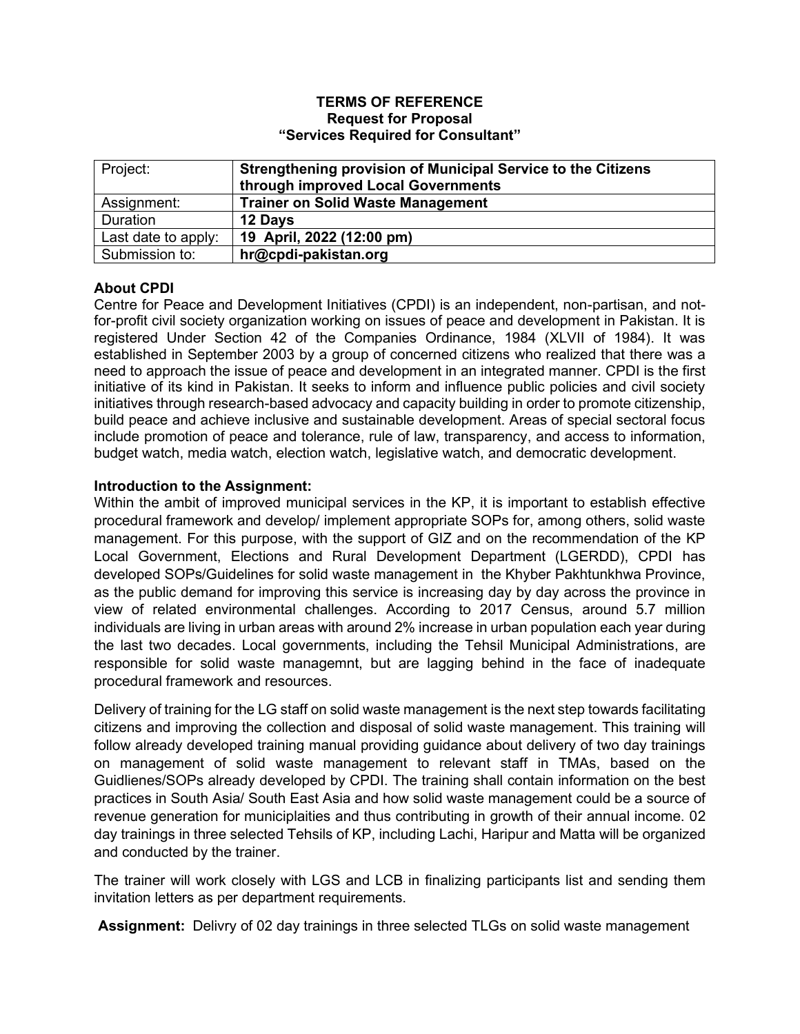**TERMS OF REFERENCE**
**Request for Proposal**
**"Services Required for Consultant"**

| Project: | **Strengthening provision of Municipal Service to the Citizens through improved Local Governments** |
|---|---|
| Assignment: | **Trainer on Solid Waste Management** |
| Duration | **12 Days** |
| Last date to apply: | **19 April, 2022 (12:00 pm)** |
| Submission to: | **hr@cpdi-pakistan.org** |

**About CPDI**

Centre for Peace and Development Initiatives (CPDI) is an independent, non-partisan, and not-for-profit civil society organization working on issues of peace and development in Pakistan. It is registered Under Section 42 of the Companies Ordinance, 1984 (XLVII of 1984). It was established in September 2003 by a group of concerned citizens who realized that there was a need to approach the issue of peace and development in an integrated manner. CPDI is the first initiative of its kind in Pakistan. It seeks to inform and influence public policies and civil society initiatives through research-based advocacy and capacity building in order to promote citizenship, build peace and achieve inclusive and sustainable development. Areas of special sectoral focus include promotion of peace and tolerance, rule of law, transparency, and access to information, budget watch, media watch, election watch, legislative watch, and democratic development.

**Introduction to the Assignment:**

Within the ambit of improved municipal services in the KP, it is important to establish effective procedural framework and develop/ implement appropriate SOPs for, among others, solid waste management. For this purpose, with the support of GIZ and on the recommendation of the KP Local Government, Elections and Rural Development Department (LGERDD), CPDI has developed SOPs/Guidelines for solid waste management in the Khyber Pakhtunkhwa Province, as the public demand for improving this service is increasing day by day across the province in view of related environmental challenges. According to 2017 Census, around 5.7 million individuals are living in urban areas with around 2% increase in urban population each year during the last two decades. Local governments, including the Tehsil Municipal Administrations, are responsible for solid waste managemnt, but are lagging behind in the face of inadequate procedural framework and resources.

Delivery of training for the LG staff on solid waste management is the next step towards facilitating citizens and improving the collection and disposal of solid waste management. This training will follow already developed training manual providing guidance about delivery of two day trainings on management of solid waste management to relevant staff in TMAs, based on the Guidlienes/SOPs already developed by CPDI. The training shall contain information on the best practices in South Asia/ South East Asia and how solid waste management could be a source of revenue generation for municiplaities and thus contributing in growth of their annual income. 02 day trainings in three selected Tehsils of KP, including Lachi, Haripur and Matta will be organized and conducted by the trainer.

The trainer will work closely with LGS and LCB in finalizing participants list and sending them invitation letters as per department requirements.

**Assignment:** Delivry of 02 day trainings in three selected TLGs on solid waste management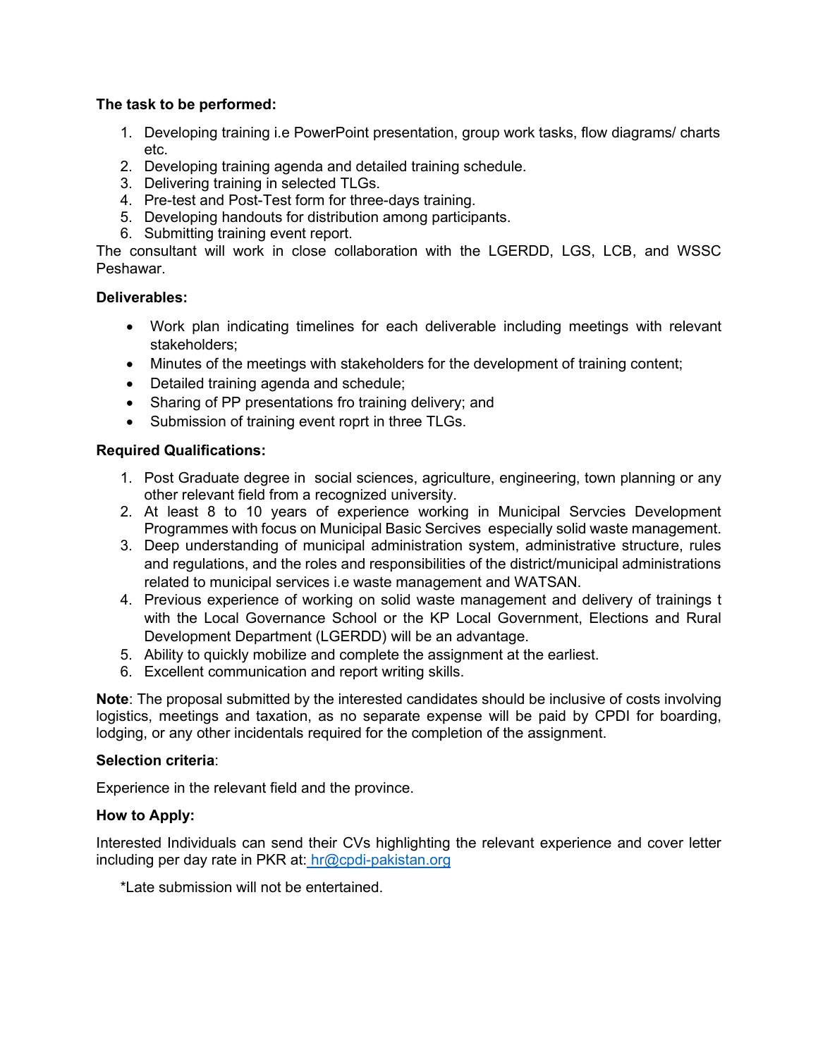**The task to be performed:**

1. Developing training i.e PowerPoint presentation, group work tasks, flow diagrams/ charts etc.
2. Developing training agenda and detailed training schedule.
3. Delivering training in selected TLGs.
4. Pre-test and Post-Test form for three-days training.
5. Developing handouts for distribution among participants.
6. Submitting training event report.

The consultant will work in close collaboration with the LGERDD, LGS, LCB, and WSSC Peshawar.

**Deliverables:**

- Work plan indicating timelines for each deliverable including meetings with relevant stakeholders;
- Minutes of the meetings with stakeholders for the development of training content;
- Detailed training agenda and schedule;
- Sharing of PP presentations fro training delivery; and
- Submission of training event roprt in three TLGs.

**Required Qualifications:**

1. Post Graduate degree in social sciences, agriculture, engineering, town planning or any other relevant field from a recognized university.
2. At least 8 to 10 years of experience working in Municipal Servcies Development Programmes with focus on Municipal Basic Sercives especially solid waste management.
3. Deep understanding of municipal administration system, administrative structure, rules and regulations, and the roles and responsibilities of the district/municipal administrations related to municipal services i.e waste management and WATSAN.
4. Previous experience of working on solid waste management and delivery of trainings t with the Local Governance School or the KP Local Government, Elections and Rural Development Department (LGERDD) will be an advantage.
5. Ability to quickly mobilize and complete the assignment at the earliest.
6. Excellent communication and report writing skills.

**Note**: The proposal submitted by the interested candidates should be inclusive of costs involving logistics, meetings and taxation, as no separate expense will be paid by CPDI for boarding, lodging, or any other incidentals required for the completion of the assignment.

**Selection criteria**:

Experience in the relevant field and the province.

**How to Apply:**

Interested Individuals can send their CVs highlighting the relevant experience and cover letter including per day rate in PKR at: hr@cpdi-pakistan.org

*Late submission will not be entertained.